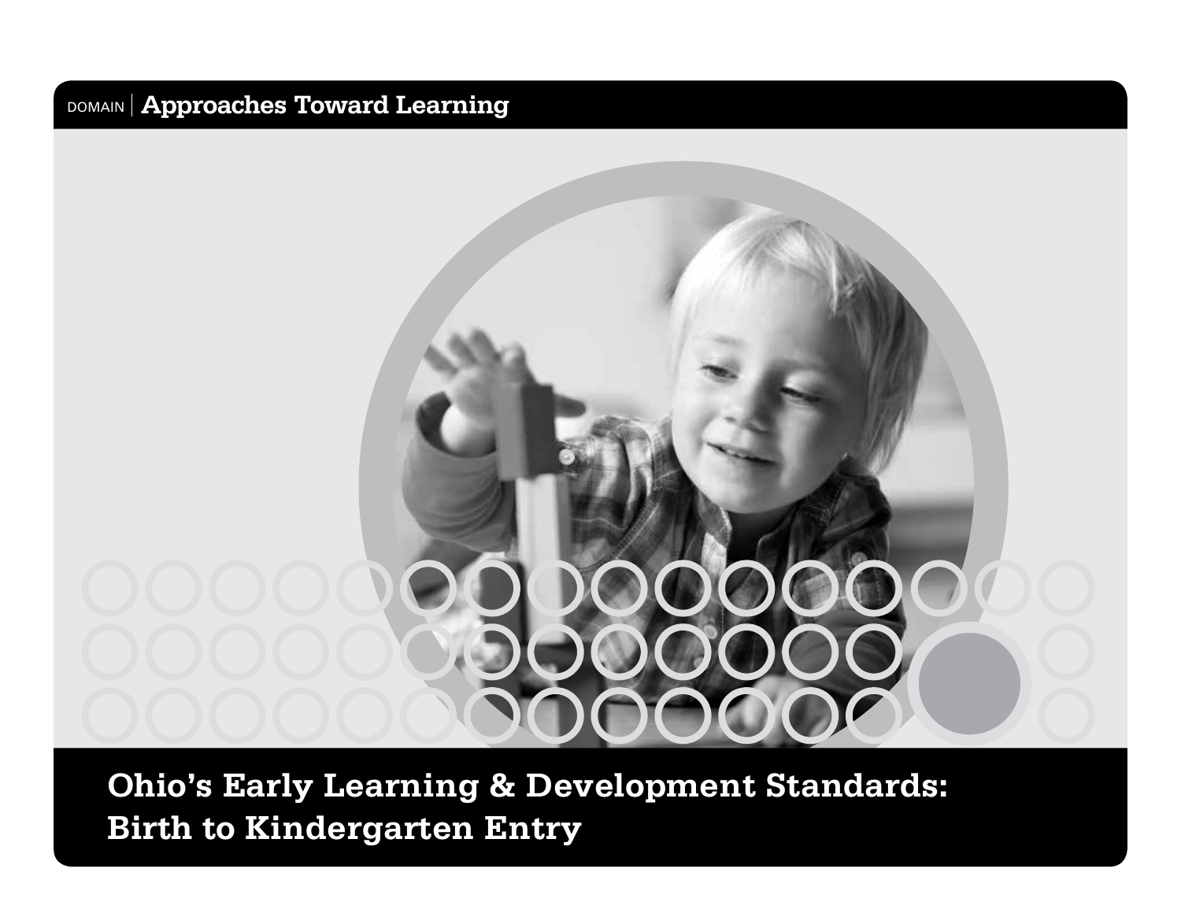DOMAIN | **Approaches Toward Learning**

# Ohio's Early Learning & Development Standards: Birth to Kindergarten Entry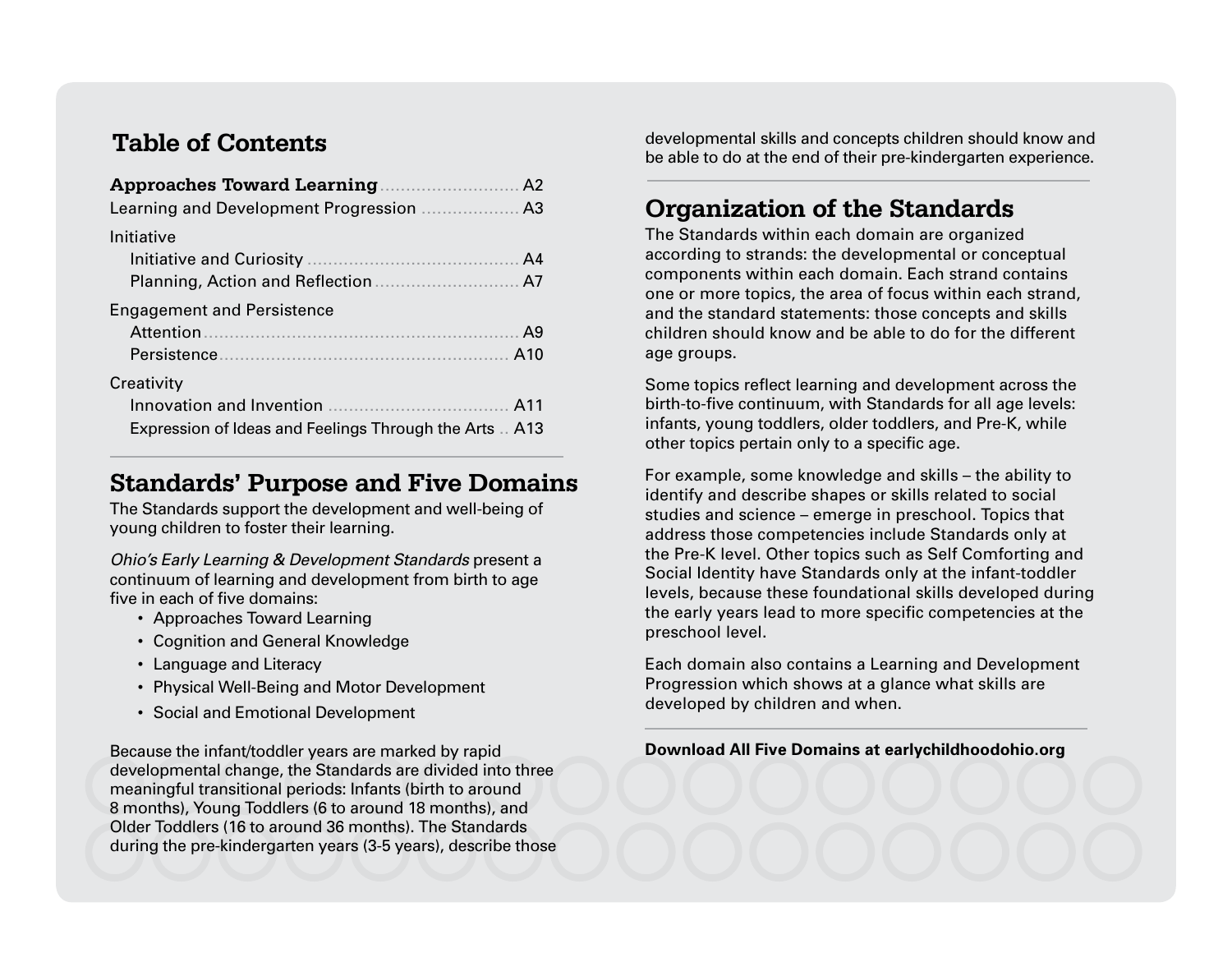## Table of Contents

| | |
|---|---|
| **Approaches Toward Learning** | A2 |
| Learning and Development Progression | A3 |
| Initiative | |
| Initiative and Curiosity | A4 |
| Planning, Action and Reflection | A7 |
| Engagement and Persistence | |
| Attention | A9 |
| Persistence | A10 |
| Creativity | |
| Innovation and Invention | A11 |
| Expression of Ideas and Feelings Through the Arts | A13 |

## Standards' Purpose and Five Domains

The Standards support the development and well-being of young children to foster their learning.

*Ohio's Early Learning & Development Standards* present a continuum of learning and development from birth to age five in each of five domains:

- Approaches Toward Learning
- Cognition and General Knowledge
- Language and Literacy
- Physical Well-Being and Motor Development
- Social and Emotional Development

Because the infant/toddler years are marked by rapid developmental change, the Standards are divided into three meaningful transitional periods: Infants (birth to around 8 months), Young Toddlers (6 to around 18 months), and Older Toddlers (16 to around 36 months). The Standards during the pre-kindergarten years (3-5 years), describe those developmental skills and concepts children should know and be able to do at the end of their pre-kindergarten experience.

## Organization of the Standards

The Standards within each domain are organized according to strands: the developmental or conceptual components within each domain. Each strand contains one or more topics, the area of focus within each strand, and the standard statements: those concepts and skills children should know and be able to do for the different age groups.

Some topics reflect learning and development across the birth-to-five continuum, with Standards for all age levels: infants, young toddlers, older toddlers, and Pre-K, while other topics pertain only to a specific age.

For example, some knowledge and skills – the ability to identify and describe shapes or skills related to social studies and science – emerge in preschool. Topics that address those competencies include Standards only at the Pre-K level. Other topics such as Self Comforting and Social Identity have Standards only at the infant-toddler levels, because these foundational skills developed during the early years lead to more specific competencies at the preschool level.

Each domain also contains a Learning and Development Progression which shows at a glance what skills are developed by children and when.

**Download All Five Domains at earlychildhoodohio.org**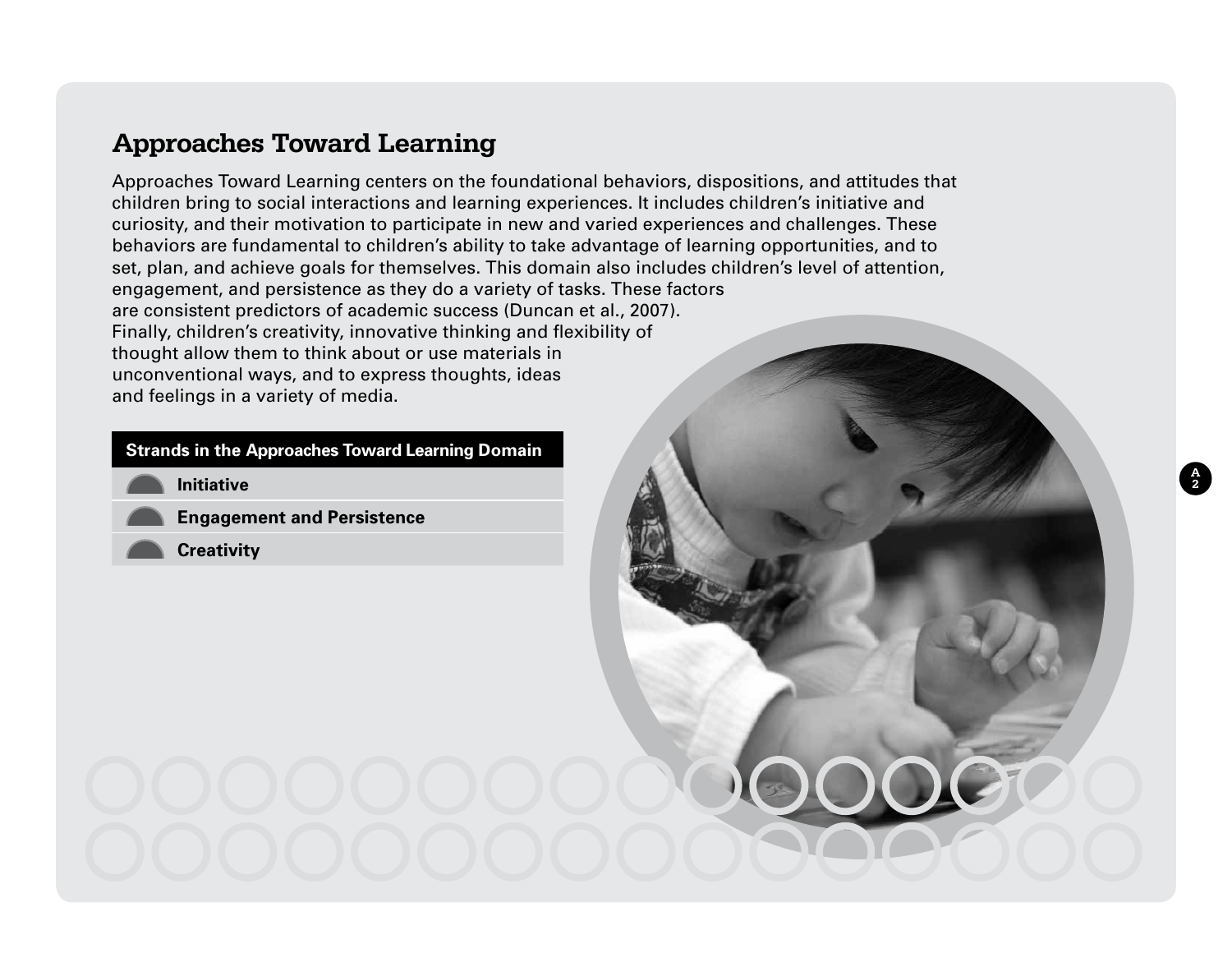# Approaches Toward Learning

Approaches Toward Learning centers on the foundational behaviors, dispositions, and attitudes that children bring to social interactions and learning experiences. It includes children's initiative and curiosity, and their motivation to participate in new and varied experiences and challenges. These behaviors are fundamental to children's ability to take advantage of learning opportunities, and to set, plan, and achieve goals for themselves. This domain also includes children's level of attention, engagement, and persistence as they do a variety of tasks. These factors are consistent predictors of academic success (Duncan et al., 2007). Finally, children's creativity, innovative thinking and flexibility of thought allow them to think about or use materials in unconventional ways, and to express thoughts, ideas and feelings in a variety of media.

| Strands in the Approaches Toward Learning Domain |
| --- |
| **Initiative** |
| **Engagement and Persistence** |
| **Creativity** |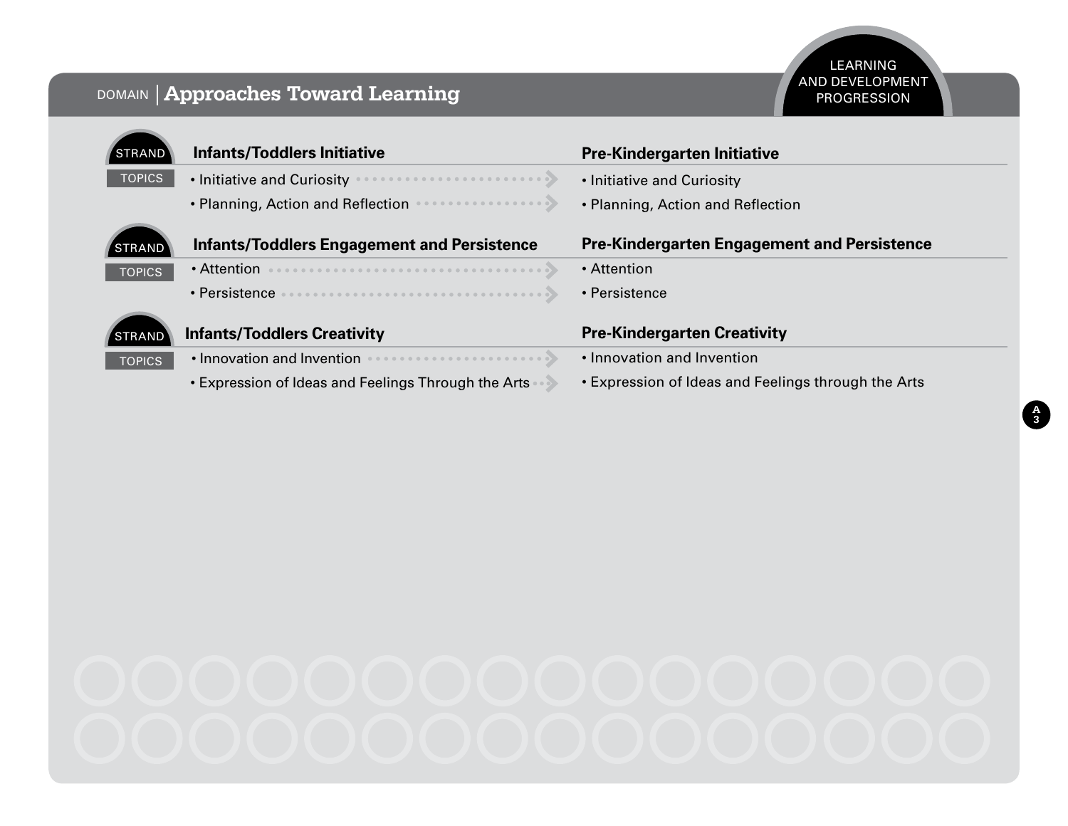# DOMAIN | Approaches Toward Learning

LEARNING AND DEVELOPMENT PROGRESSION

| STRAND | Infants/Toddlers Initiative | Pre-Kindergarten Initiative |
|---|---|---|
| TOPICS | • Initiative and Curiosity | • Initiative and Curiosity |
| | • Planning, Action and Reflection | • Planning, Action and Reflection |

| STRAND | Infants/Toddlers Engagement and Persistence | Pre-Kindergarten Engagement and Persistence |
|---|---|---|
| TOPICS | • Attention | • Attention |
| | • Persistence | • Persistence |

| STRAND | Infants/Toddlers Creativity | Pre-Kindergarten Creativity |
|---|---|---|
| TOPICS | • Innovation and Invention | • Innovation and Invention |
| | • Expression of Ideas and Feelings Through the Arts | • Expression of Ideas and Feelings through the Arts |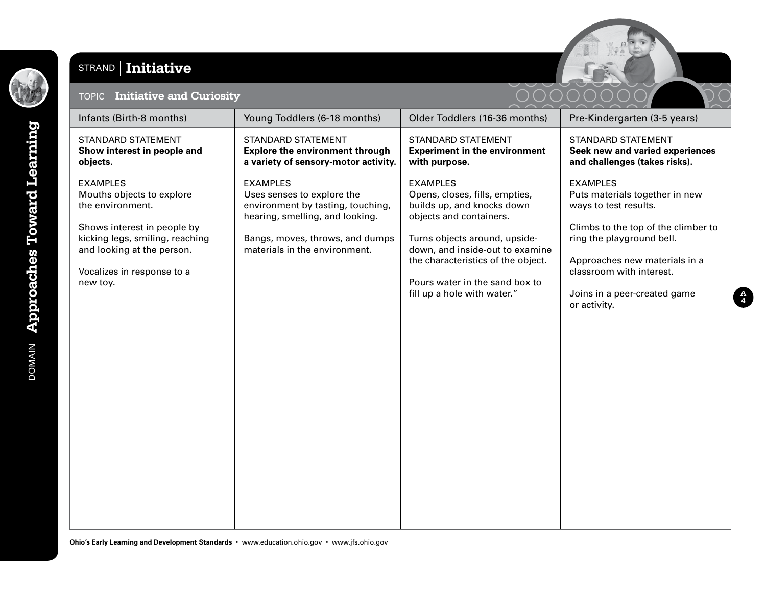# DOMAIN | Approaches Toward Learning

## STRAND | Initiative

### TOPIC | Initiative and Curiosity

| Infants (Birth-8 months) | Young Toddlers (6-18 months) | Older Toddlers (16-36 months) | Pre-Kindergarten (3-5 years) |
|---|---|---|---|
| STANDARD STATEMENT<br>**Show interest in people and objects.** | STANDARD STATEMENT<br>**Explore the environment through a variety of sensory-motor activity.** | STANDARD STATEMENT<br>**Experiment in the environment with purpose.** | STANDARD STATEMENT<br>**Seek new and varied experiences and challenges (takes risks).** |
| EXAMPLES<br>Mouths objects to explore the environment.<br><br>Shows interest in people by kicking legs, smiling, reaching and looking at the person.<br><br>Vocalizes in response to a new toy. | EXAMPLES<br>Uses senses to explore the environment by tasting, touching, hearing, smelling, and looking.<br><br>Bangs, moves, throws, and dumps materials in the environment. | EXAMPLES<br>Opens, closes, fills, empties, builds up, and knocks down objects and containers.<br><br>Turns objects around, upside-down, and inside-out to examine the characteristics of the object.<br><br>Pours water in the sand box to fill up a hole with water." | EXAMPLES<br>Puts materials together in new ways to test results.<br><br>Climbs to the top of the climber to ring the playground bell.<br><br>Approaches new materials in a classroom with interest.<br><br>Joins in a peer-created game or activity. |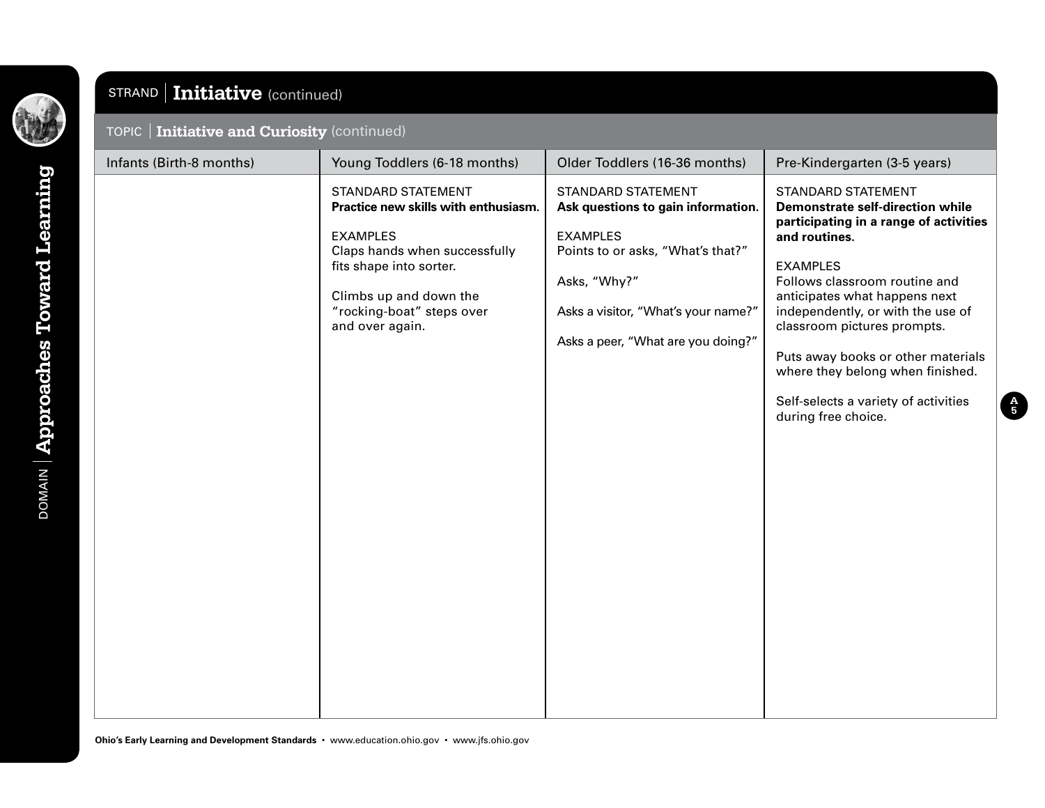DOMAIN | **Approaches Toward Learning**

## STRAND | Initiative (continued)

### TOPIC | Initiative and Curiosity (continued)

| Infants (Birth-8 months) | Young Toddlers (6-18 months) | Older Toddlers (16-36 months) | Pre-Kindergarten (3-5 years) |
|---|---|---|---|
| | STANDARD STATEMENT<br>**Practice new skills with enthusiasm.**<br><br>EXAMPLES<br>Claps hands when successfully fits shape into sorter.<br><br>Climbs up and down the "rocking-boat" steps over and over again. | STANDARD STATEMENT<br>**Ask questions to gain information.**<br><br>EXAMPLES<br>Points to or asks, "What's that?"<br><br>Asks, "Why?"<br><br>Asks a visitor, "What's your name?"<br><br>Asks a peer, "What are you doing?" | STANDARD STATEMENT<br>**Demonstrate self-direction while participating in a range of activities and routines.**<br><br>EXAMPLES<br>Follows classroom routine and anticipates what happens next independently, or with the use of classroom pictures prompts.<br><br>Puts away books or other materials where they belong when finished.<br><br>Self-selects a variety of activities during free choice. |

Ohio's Early Learning and Development Standards • www.education.ohio.gov • www.jfs.ohio.gov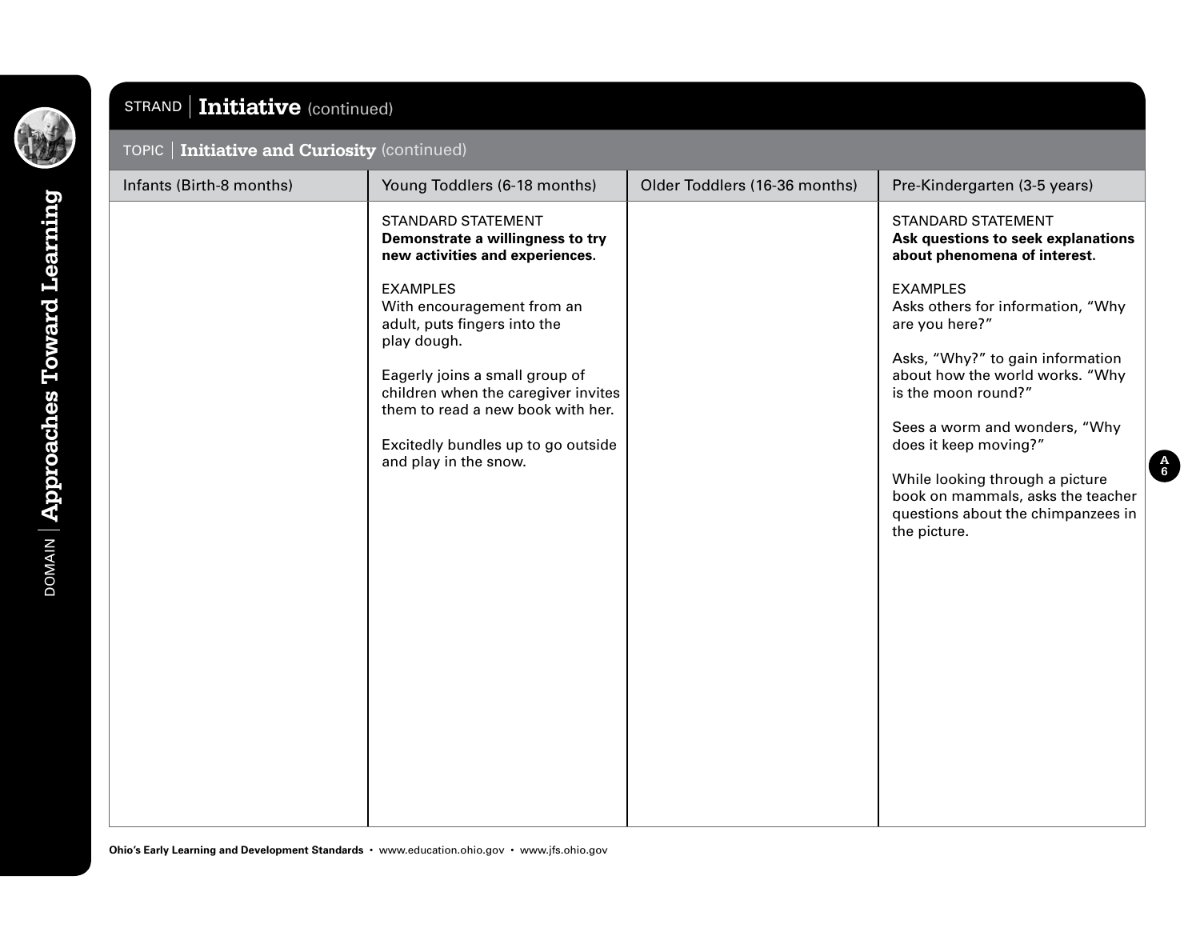DOMAIN | **Approaches Toward Learning**

## STRAND | Initiative (continued)

### TOPIC | Initiative and Curiosity (continued)

| Infants (Birth-8 months) | Young Toddlers (6-18 months) | Older Toddlers (16-36 months) | Pre-Kindergarten (3-5 years) |
|---|---|---|---|
| | STANDARD STATEMENT<br>**Demonstrate a willingness to try new activities and experiences.**<br><br>EXAMPLES<br>With encouragement from an adult, puts fingers into the play dough.<br><br>Eagerly joins a small group of children when the caregiver invites them to read a new book with her.<br><br>Excitedly bundles up to go outside and play in the snow. | | STANDARD STATEMENT<br>**Ask questions to seek explanations about phenomena of interest.**<br><br>EXAMPLES<br>Asks others for information, "Why are you here?"<br><br>Asks, "Why?" to gain information about how the world works. "Why is the moon round?"<br><br>Sees a worm and wonders, "Why does it keep moving?"<br><br>While looking through a picture book on mammals, asks the teacher questions about the chimpanzees in the picture. |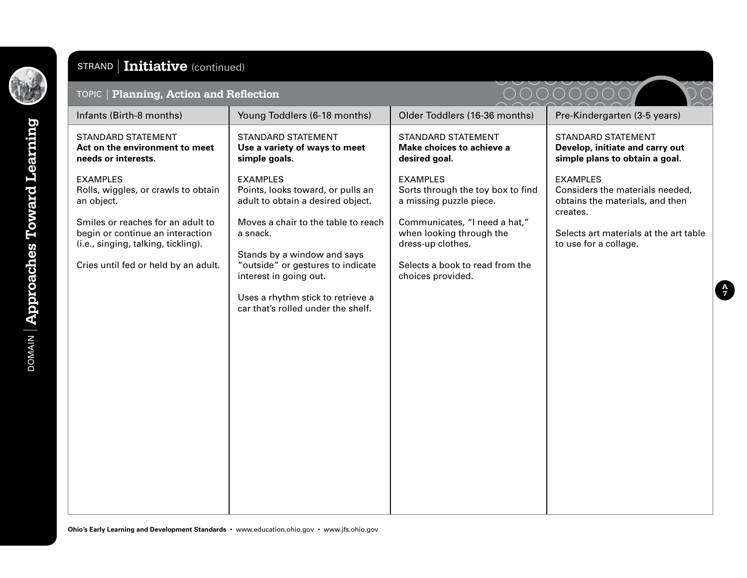DOMAIN | **Approaches Toward Learning**

## STRAND | Initiative (continued)

### TOPIC | Planning, Action and Reflection

| Infants (Birth-8 months) | Young Toddlers (6-18 months) | Older Toddlers (16-36 months) | Pre-Kindergarten (3-5 years) |
|---|---|---|---|
| STANDARD STATEMENT<br>**Act on the environment to meet needs or interests.** | STANDARD STATEMENT<br>**Use a variety of ways to meet simple goals.** | STANDARD STATEMENT<br>**Make choices to achieve a desired goal.** | STANDARD STATEMENT<br>**Develop, initiate and carry out simple plans to obtain a goal.** |
| EXAMPLES<br>Rolls, wiggles, or crawls to obtain an object.<br><br>Smiles or reaches for an adult to begin or continue an interaction (i.e., singing, talking, tickling).<br><br>Cries until fed or held by an adult. | EXAMPLES<br>Points, looks toward, or pulls an adult to obtain a desired object.<br><br>Moves a chair to the table to reach a snack.<br><br>Stands by a window and says "outside" or gestures to indicate interest in going out.<br><br>Uses a rhythm stick to retrieve a car that's rolled under the shelf. | EXAMPLES<br>Sorts through the toy box to find a missing puzzle piece.<br><br>Communicates, "I need a hat," when looking through the dress-up clothes.<br><br>Selects a book to read from the choices provided. | EXAMPLES<br>Considers the materials needed, obtains the materials, and then creates.<br><br>Selects art materials at the art table to use for a collage. |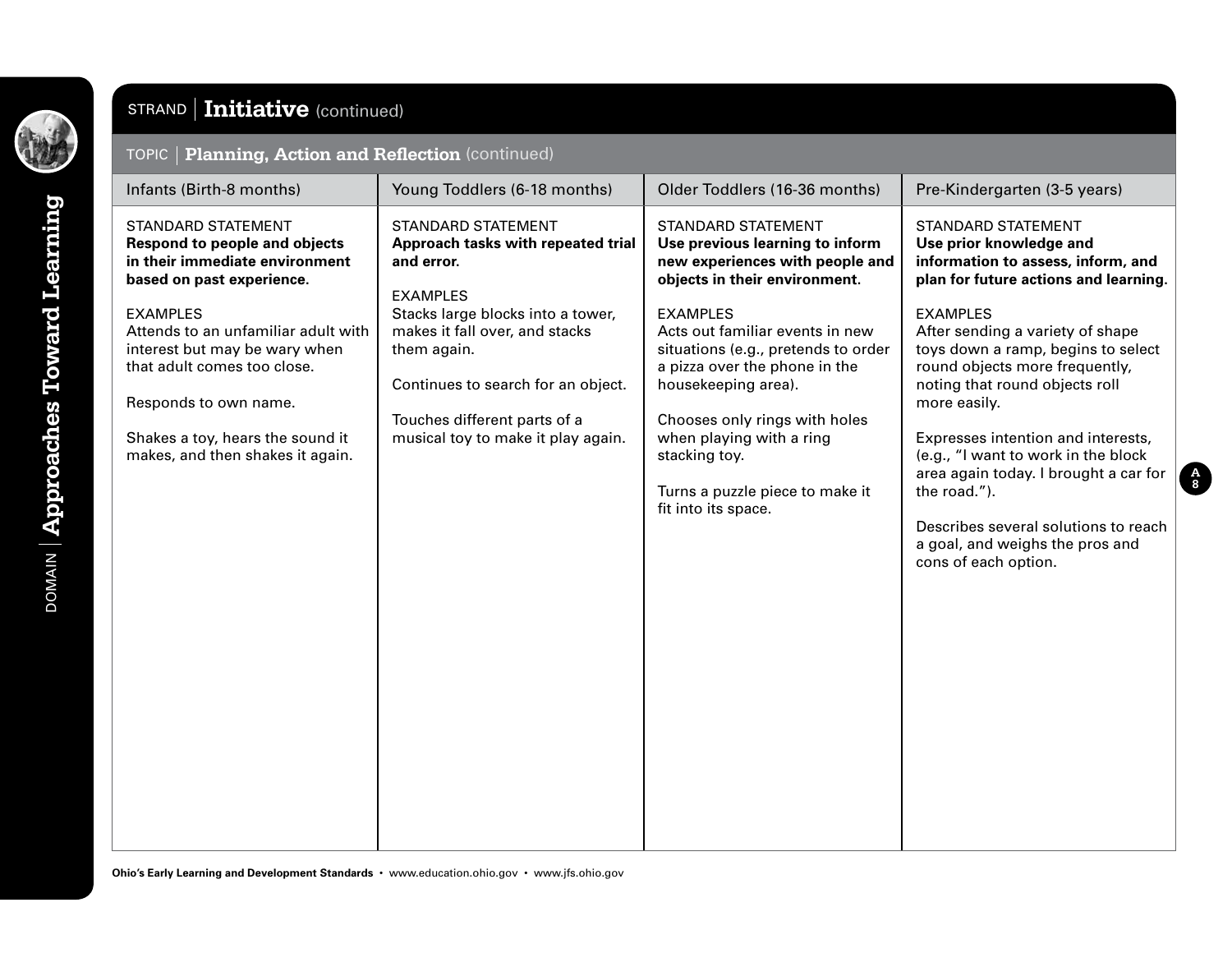DOMAIN | **Approaches Toward Learning**

## STRAND | Initiative (continued)

### TOPIC | Planning, Action and Reflection (continued)

| Infants (Birth-8 months) | Young Toddlers (6-18 months) | Older Toddlers (16-36 months) | Pre-Kindergarten (3-5 years) |
|---|---|---|---|
| STANDARD STATEMENT<br>**Respond to people and objects in their immediate environment based on past experience.**<br><br>EXAMPLES<br>Attends to an unfamiliar adult with interest but may be wary when that adult comes too close.<br><br>Responds to own name.<br><br>Shakes a toy, hears the sound it makes, and then shakes it again. | STANDARD STATEMENT<br>**Approach tasks with repeated trial and error.**<br><br>EXAMPLES<br>Stacks large blocks into a tower, makes it fall over, and stacks them again.<br><br>Continues to search for an object.<br><br>Touches different parts of a musical toy to make it play again. | STANDARD STATEMENT<br>**Use previous learning to inform new experiences with people and objects in their environment.**<br><br>EXAMPLES<br>Acts out familiar events in new situations (e.g., pretends to order a pizza over the phone in the housekeeping area).<br><br>Chooses only rings with holes when playing with a ring stacking toy.<br><br>Turns a puzzle piece to make it fit into its space. | STANDARD STATEMENT<br>**Use prior knowledge and information to assess, inform, and plan for future actions and learning.**<br><br>EXAMPLES<br>After sending a variety of shape toys down a ramp, begins to select round objects more frequently, noting that round objects roll more easily.<br><br>Expresses intention and interests, (e.g., "I want to work in the block area again today. I brought a car for the road.").<br><br>Describes several solutions to reach a goal, and weighs the pros and cons of each option. |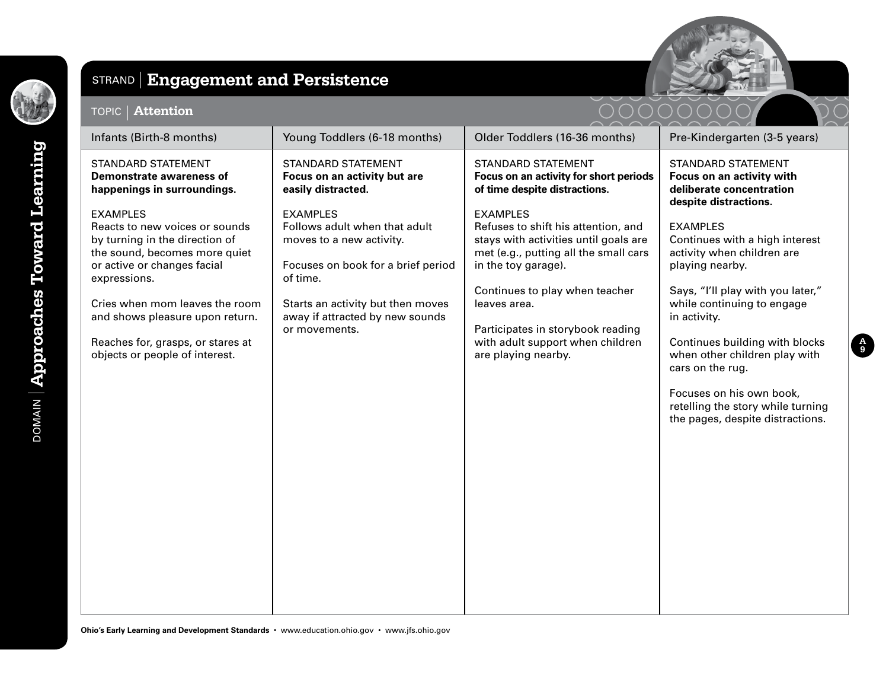DOMAIN | **Approaches Toward Learning**

## STRAND | Engagement and Persistence

### TOPIC | Attention

| Infants (Birth-8 months) | Young Toddlers (6-18 months) | Older Toddlers (16-36 months) | Pre-Kindergarten (3-5 years) |
|---|---|---|---|
| STANDARD STATEMENT<br>**Demonstrate awareness of happenings in surroundings.** | STANDARD STATEMENT<br>**Focus on an activity but are easily distracted.** | STANDARD STATEMENT<br>**Focus on an activity for short periods of time despite distractions.** | STANDARD STATEMENT<br>**Focus on an activity with deliberate concentration despite distractions.** |
| EXAMPLES<br>Reacts to new voices or sounds by turning in the direction of the sound, becomes more quiet or active or changes facial expressions.<br><br>Cries when mom leaves the room and shows pleasure upon return.<br><br>Reaches for, grasps, or stares at objects or people of interest. | EXAMPLES<br>Follows adult when that adult moves to a new activity.<br><br>Focuses on book for a brief period of time.<br><br>Starts an activity but then moves away if attracted by new sounds or movements. | EXAMPLES<br>Refuses to shift his attention, and stays with activities until goals are met (e.g., putting all the small cars in the toy garage).<br><br>Continues to play when teacher leaves area.<br><br>Participates in storybook reading with adult support when children are playing nearby. | EXAMPLES<br>Continues with a high interest activity when children are playing nearby.<br><br>Says, "I'll play with you later," while continuing to engage in activity.<br><br>Continues building with blocks when other children play with cars on the rug.<br><br>Focuses on his own book, retelling the story while turning the pages, despite distractions. |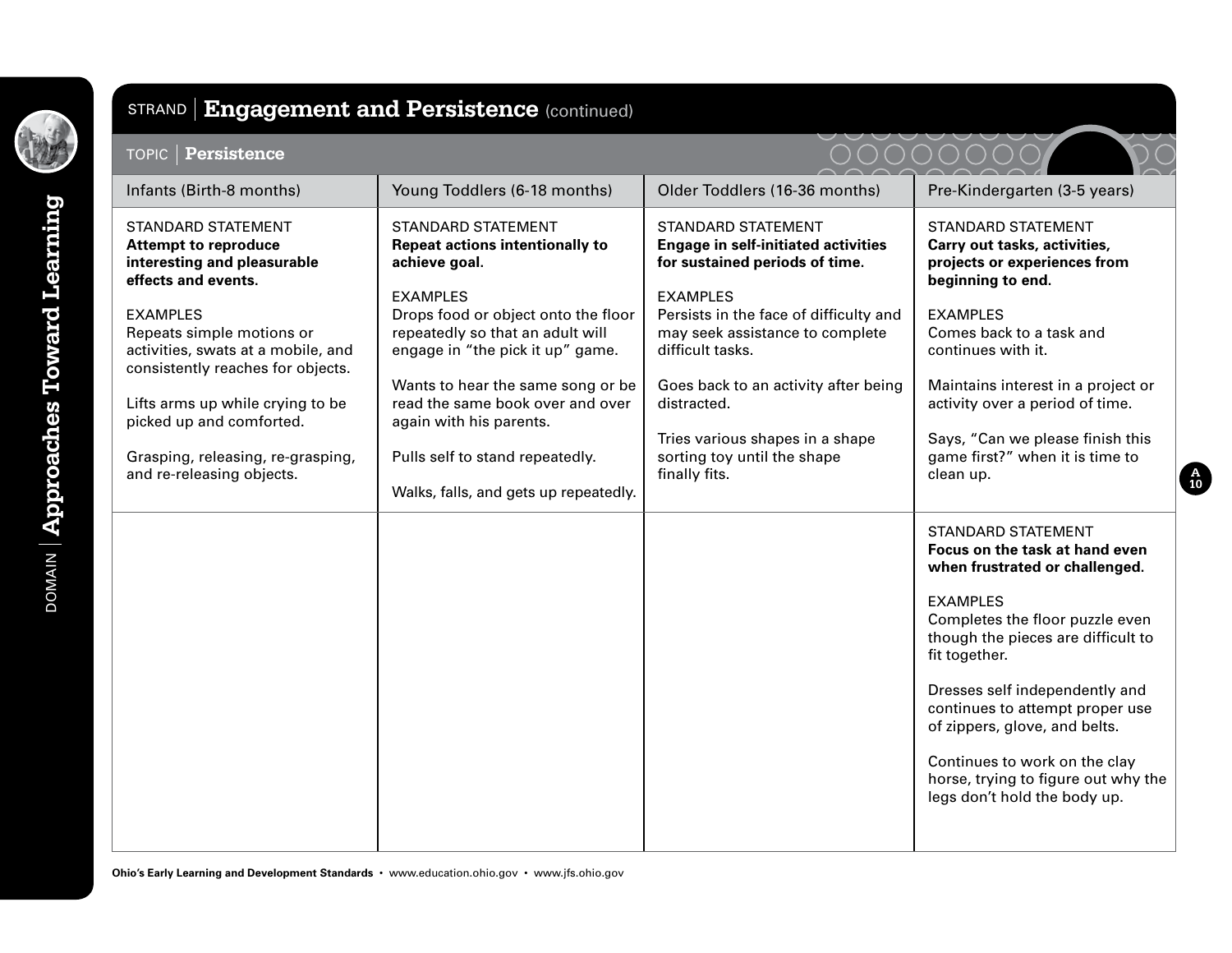DOMAIN | **Approaches Toward Learning**

## STRAND | Engagement and Persistence (continued)

### TOPIC | Persistence

| Infants (Birth-8 months) | Young Toddlers (6-18 months) | Older Toddlers (16-36 months) | Pre-Kindergarten (3-5 years) |
|---|---|---|---|
| STANDARD STATEMENT<br>**Attempt to reproduce interesting and pleasurable effects and events.**<br><br>EXAMPLES<br>Repeats simple motions or activities, swats at a mobile, and consistently reaches for objects.<br><br>Lifts arms up while crying to be picked up and comforted.<br><br>Grasping, releasing, re-grasping, and re-releasing objects. | STANDARD STATEMENT<br>**Repeat actions intentionally to achieve goal.**<br><br>EXAMPLES<br>Drops food or object onto the floor repeatedly so that an adult will engage in "the pick it up" game.<br><br>Wants to hear the same song or be read the same book over and over again with his parents.<br><br>Pulls self to stand repeatedly.<br><br>Walks, falls, and gets up repeatedly. | STANDARD STATEMENT<br>**Engage in self-initiated activities for sustained periods of time.**<br><br>EXAMPLES<br>Persists in the face of difficulty and may seek assistance to complete difficult tasks.<br><br>Goes back to an activity after being distracted.<br><br>Tries various shapes in a shape sorting toy until the shape finally fits. | STANDARD STATEMENT<br>**Carry out tasks, activities, projects or experiences from beginning to end.**<br><br>EXAMPLES<br>Comes back to a task and continues with it.<br><br>Maintains interest in a project or activity over a period of time.<br><br>Says, "Can we please finish this game first?" when it is time to clean up. |
| | | | STANDARD STATEMENT<br>**Focus on the task at hand even when frustrated or challenged.**<br><br>EXAMPLES<br>Completes the floor puzzle even though the pieces are difficult to fit together.<br><br>Dresses self independently and continues to attempt proper use of zippers, glove, and belts.<br><br>Continues to work on the clay horse, trying to figure out why the legs don't hold the body up. |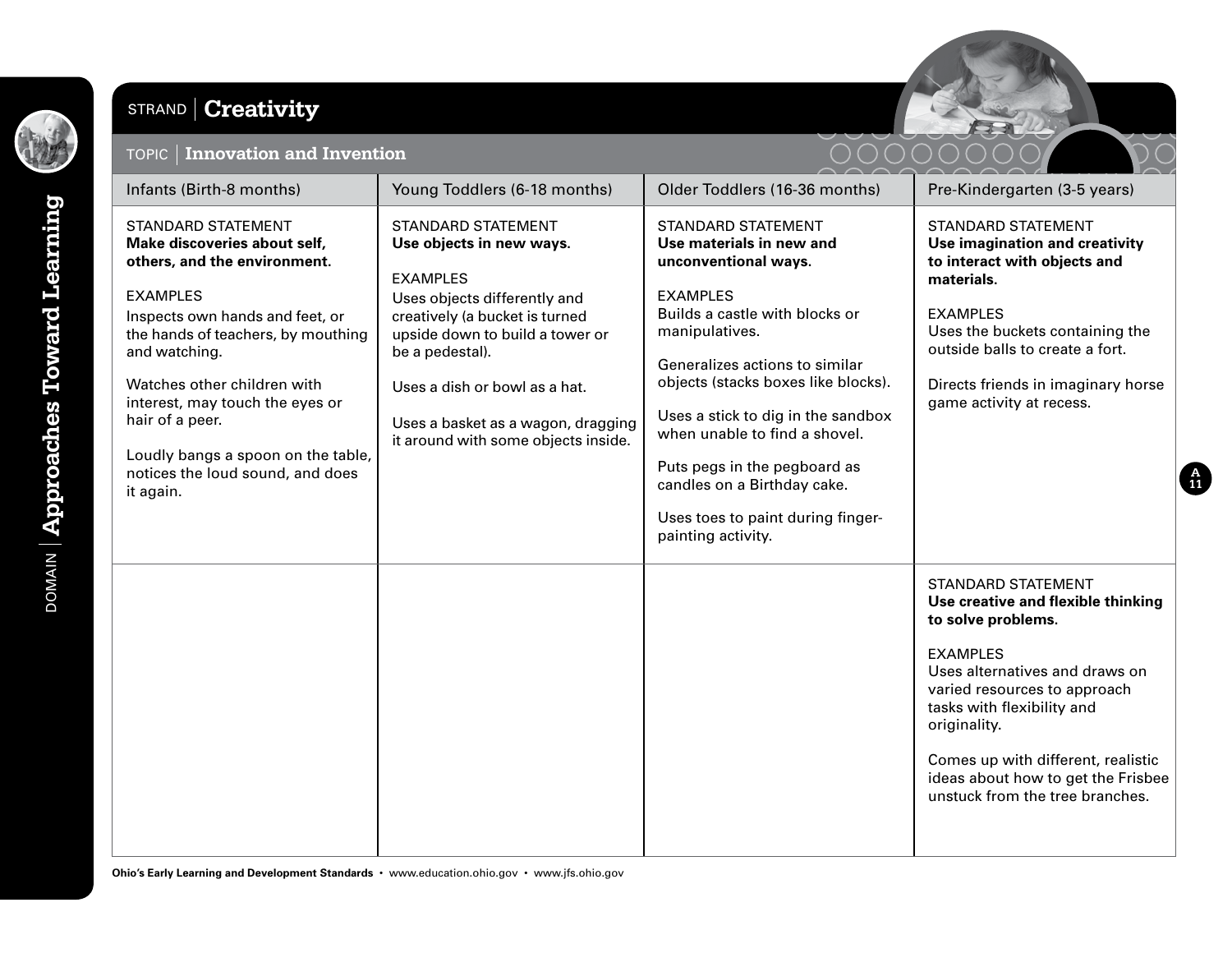DOMAIN | Approaches Toward Learning

STRAND | **Creativity**

TOPIC | **Innovation and Invention**

| Infants (Birth-8 months) | Young Toddlers (6-18 months) | Older Toddlers (16-36 months) | Pre-Kindergarten (3-5 years) |
|---|---|---|---|
| STANDARD STATEMENT<br>**Make discoveries about self, others, and the environment.**<br><br>EXAMPLES<br>Inspects own hands and feet, or the hands of teachers, by mouthing and watching.<br><br>Watches other children with interest, may touch the eyes or hair of a peer.<br><br>Loudly bangs a spoon on the table, notices the loud sound, and does it again. | STANDARD STATEMENT<br>**Use objects in new ways.**<br><br>EXAMPLES<br>Uses objects differently and creatively (a bucket is turned upside down to build a tower or be a pedestal).<br><br>Uses a dish or bowl as a hat.<br><br>Uses a basket as a wagon, dragging it around with some objects inside. | STANDARD STATEMENT<br>**Use materials in new and unconventional ways.**<br><br>EXAMPLES<br>Builds a castle with blocks or manipulatives.<br><br>Generalizes actions to similar objects (stacks boxes like blocks).<br><br>Uses a stick to dig in the sandbox when unable to find a shovel.<br><br>Puts pegs in the pegboard as candles on a Birthday cake.<br><br>Uses toes to paint during finger-painting activity. | STANDARD STATEMENT<br>**Use imagination and creativity to interact with objects and materials.**<br><br>EXAMPLES<br>Uses the buckets containing the outside balls to create a fort.<br><br>Directs friends in imaginary horse game activity at recess. |
| | | | STANDARD STATEMENT<br>**Use creative and flexible thinking to solve problems.**<br><br>EXAMPLES<br>Uses alternatives and draws on varied resources to approach tasks with flexibility and originality.<br><br>Comes up with different, realistic ideas about how to get the Frisbee unstuck from the tree branches. |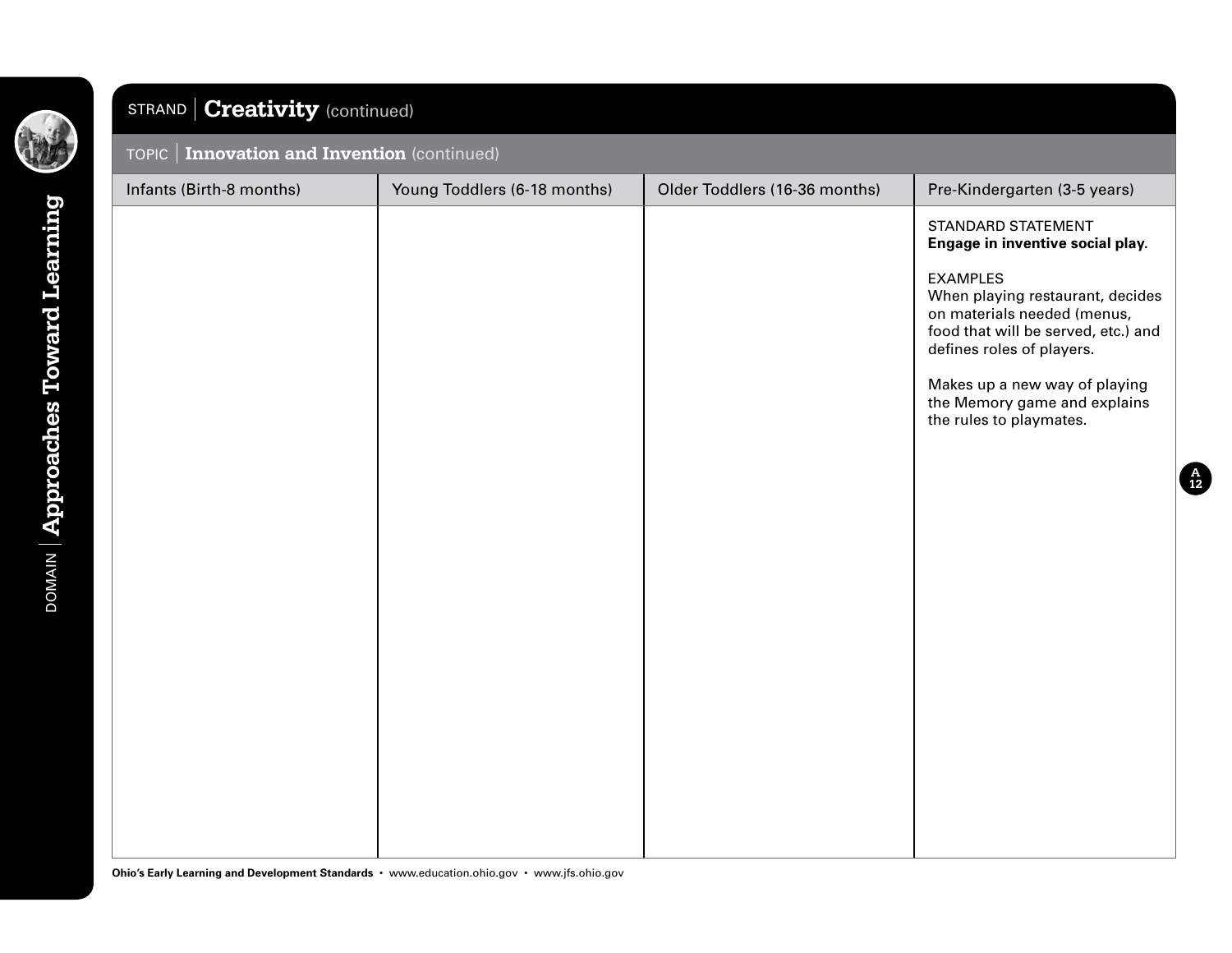DOMAIN | **Approaches Toward Learning**

## STRAND | Creativity (continued)

### TOPIC | Innovation and Invention (continued)

| Infants (Birth-8 months) | Young Toddlers (6-18 months) | Older Toddlers (16-36 months) | Pre-Kindergarten (3-5 years) |
|---|---|---|---|
| | | | STANDARD STATEMENT<br>**Engage in inventive social play.**<br><br>EXAMPLES<br>When playing restaurant, decides on materials needed (menus, food that will be served, etc.) and defines roles of players.<br><br>Makes up a new way of playing the Memory game and explains the rules to playmates. |

**Ohio's Early Learning and Development Standards** • www.education.ohio.gov • www.jfs.ohio.gov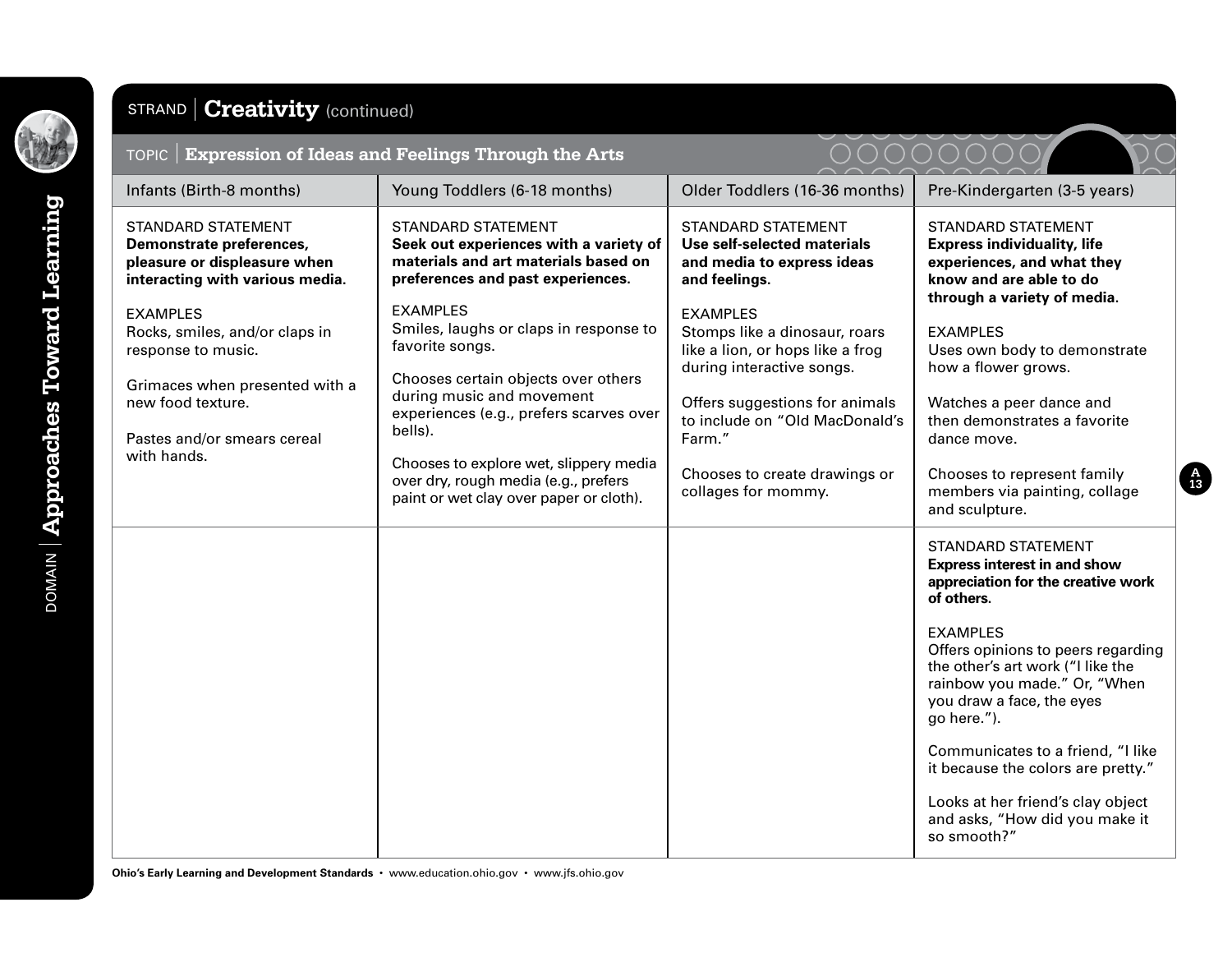DOMAIN | **Approaches Toward Learning**

## STRAND | Creativity (continued)

### TOPIC | Expression of Ideas and Feelings Through the Arts

| Infants (Birth-8 months) | Young Toddlers (6-18 months) | Older Toddlers (16-36 months) | Pre-Kindergarten (3-5 years) |
|---|---|---|---|
| STANDARD STATEMENT<br>**Demonstrate preferences, pleasure or displeasure when interacting with various media.**<br><br>EXAMPLES<br>Rocks, smiles, and/or claps in response to music.<br><br>Grimaces when presented with a new food texture.<br><br>Pastes and/or smears cereal with hands. | STANDARD STATEMENT<br>**Seek out experiences with a variety of materials and art materials based on preferences and past experiences.**<br><br>EXAMPLES<br>Smiles, laughs or claps in response to favorite songs.<br><br>Chooses certain objects over others during music and movement experiences (e.g., prefers scarves over bells).<br><br>Chooses to explore wet, slippery media over dry, rough media (e.g., prefers paint or wet clay over paper or cloth). | STANDARD STATEMENT<br>**Use self-selected materials and media to express ideas and feelings.**<br><br>EXAMPLES<br>Stomps like a dinosaur, roars like a lion, or hops like a frog during interactive songs.<br><br>Offers suggestions for animals to include on "Old MacDonald's Farm."<br><br>Chooses to create drawings or collages for mommy. | STANDARD STATEMENT<br>**Express individuality, life experiences, and what they know and are able to do through a variety of media.**<br><br>EXAMPLES<br>Uses own body to demonstrate how a flower grows.<br><br>Watches a peer dance and then demonstrates a favorite dance move.<br><br>Chooses to represent family members via painting, collage and sculpture. |
| | | | STANDARD STATEMENT<br>**Express interest in and show appreciation for the creative work of others.**<br><br>EXAMPLES<br>Offers opinions to peers regarding the other's art work ("I like the rainbow you made." Or, "When you draw a face, the eyes go here.").<br><br>Communicates to a friend, "I like it because the colors are pretty."<br><br>Looks at her friend's clay object and asks, "How did you make it so smooth?" |